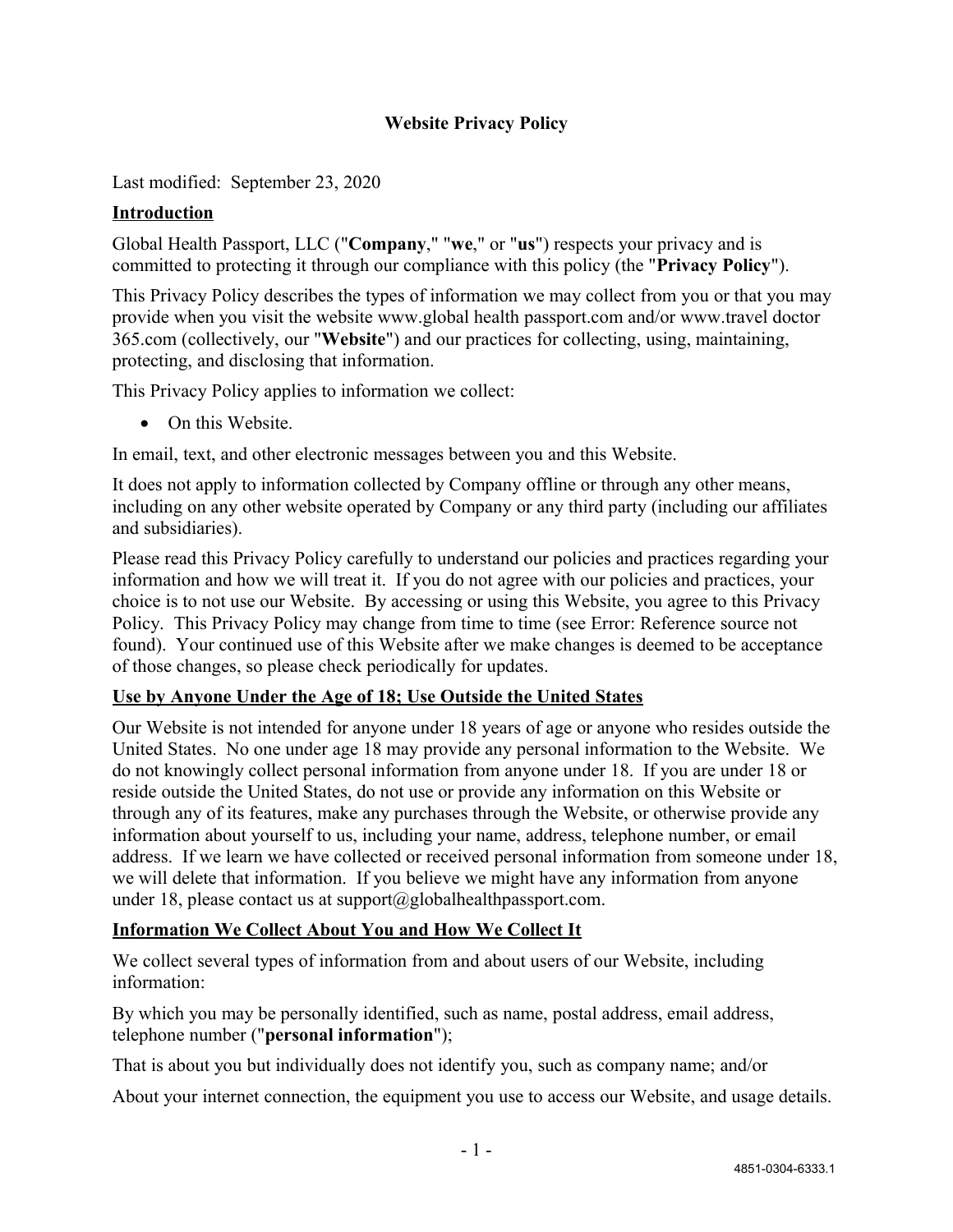# Website Privacy Policy

Last modified: September 23, 2020

## Introduction

Global Health Passport, LLC ("**Company**," "**we**," or "**us**") respects your privacy and is committed to protecting it through our compliance with this policy (the "**Privacy Policy**").

This Privacy Policy describes the types of information we may collect from you or that you may provide when you visit the website www.global health passport.com and/or www.travel doctor 365.com (collectively, our "**Website**") and our practices for collecting, using, maintaining, protecting, and disclosing that information.

This Privacy Policy applies to information we collect:

- On this Website.

In email, text, and other electronic messages between you and this Website.

It does not apply to information collected by Company offline or through any other means, including on any other website operated by Company or any third party (including our affiliates and subsidiaries).

Please read this Privacy Policy carefully to understand our policies and practices regarding your information and how we will treat it. If you do not agree with our policies and practices, your choice is to not use our Website. By accessing or using this Website, you agree to this Privacy Policy. This Privacy Policy may change from time to time (see Error: Reference source not found). Your continued use of this Website after we make changes is deemed to be acceptance of those changes, so please check periodically for updates.

## Use by Anyone Under the Age of 18; Use Outside the United States

Our Website is not intended for anyone under 18 years of age or anyone who resides outside the United States. No one under age 18 may provide any personal information to the Website. We do not knowingly collect personal information from anyone under 18. If you are under 18 or reside outside the United States, do not use or provide any information on this Website or through any of its features, make any purchases through the Website, or otherwise provide any information about yourself to us, including your name, address, telephone number, or email address. If we learn we have collected or received personal information from someone under 18, we will delete that information. If you believe we might have any information from anyone under 18, please contact us at support@globalhealthpassport.com.

## Information We Collect About You and How We Collect It

We collect several types of information from and about users of our Website, including information:

By which you may be personally identified, such as name, postal address, email address, telephone number ("**personal information**");

That is about you but individually does not identify you, such as company name; and/or

About your internet connection, the equipment you use to access our Website, and usage details.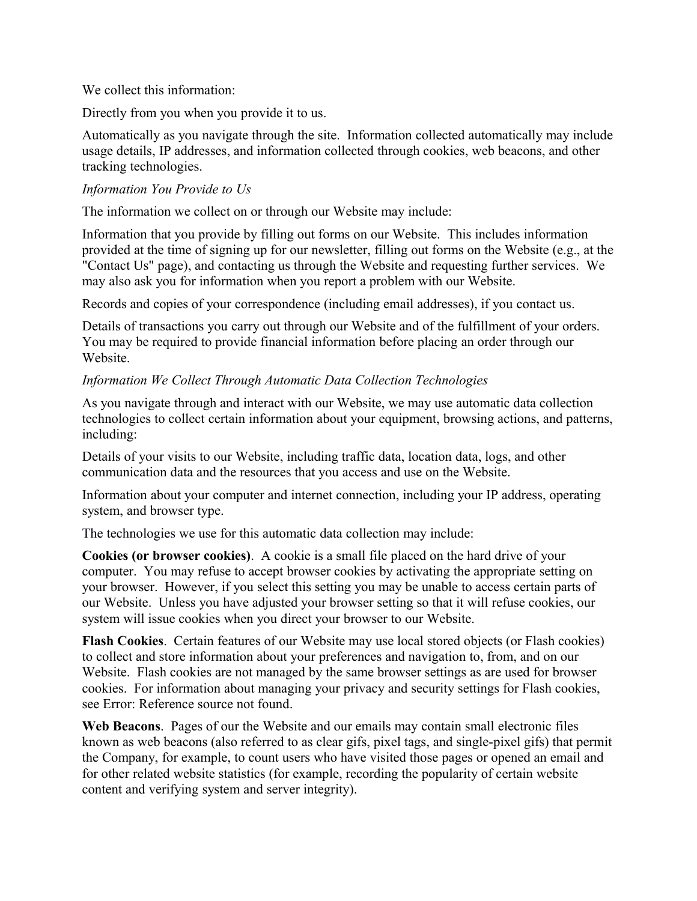We collect this information:

Directly from you when you provide it to us.

Automatically as you navigate through the site. Information collected automatically may include usage details, IP addresses, and information collected through cookies, web beacons, and other tracking technologies.

*Information You Provide to Us*

The information we collect on or through our Website may include:

Information that you provide by filling out forms on our Website. This includes information provided at the time of signing up for our newsletter, filling out forms on the Website (e.g., at the "Contact Us" page), and contacting us through the Website and requesting further services. We may also ask you for information when you report a problem with our Website.

Records and copies of your correspondence (including email addresses), if you contact us.

Details of transactions you carry out through our Website and of the fulfillment of your orders. You may be required to provide financial information before placing an order through our Website.

*Information We Collect Through Automatic Data Collection Technologies*

As you navigate through and interact with our Website, we may use automatic data collection technologies to collect certain information about your equipment, browsing actions, and patterns, including:

Details of your visits to our Website, including traffic data, location data, logs, and other communication data and the resources that you access and use on the Website.

Information about your computer and internet connection, including your IP address, operating system, and browser type.

The technologies we use for this automatic data collection may include:

**Cookies (or browser cookies)**. A cookie is a small file placed on the hard drive of your computer. You may refuse to accept browser cookies by activating the appropriate setting on your browser. However, if you select this setting you may be unable to access certain parts of our Website. Unless you have adjusted your browser setting so that it will refuse cookies, our system will issue cookies when you direct your browser to our Website.

**Flash Cookies**. Certain features of our Website may use local stored objects (or Flash cookies) to collect and store information about your preferences and navigation to, from, and on our Website. Flash cookies are not managed by the same browser settings as are used for browser cookies. For information about managing your privacy and security settings for Flash cookies, see Error: Reference source not found.

**Web Beacons**. Pages of our the Website and our emails may contain small electronic files known as web beacons (also referred to as clear gifs, pixel tags, and single-pixel gifs) that permit the Company, for example, to count users who have visited those pages or opened an email and for other related website statistics (for example, recording the popularity of certain website content and verifying system and server integrity).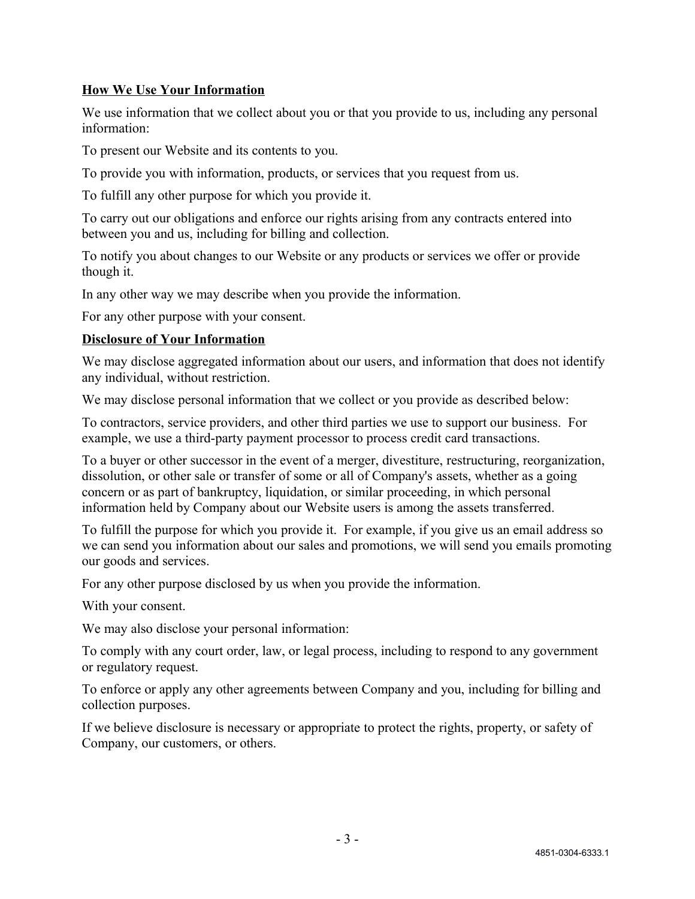**How We Use Your Information**

We use information that we collect about you or that you provide to us, including any personal information:

To present our Website and its contents to you.

To provide you with information, products, or services that you request from us.

To fulfill any other purpose for which you provide it.

To carry out our obligations and enforce our rights arising from any contracts entered into between you and us, including for billing and collection.

To notify you about changes to our Website or any products or services we offer or provide though it.

In any other way we may describe when you provide the information.

For any other purpose with your consent.

**Disclosure of Your Information**

We may disclose aggregated information about our users, and information that does not identify any individual, without restriction.

We may disclose personal information that we collect or you provide as described below:

To contractors, service providers, and other third parties we use to support our business. For example, we use a third-party payment processor to process credit card transactions.

To a buyer or other successor in the event of a merger, divestiture, restructuring, reorganization, dissolution, or other sale or transfer of some or all of Company's assets, whether as a going concern or as part of bankruptcy, liquidation, or similar proceeding, in which personal information held by Company about our Website users is among the assets transferred.

To fulfill the purpose for which you provide it. For example, if you give us an email address so we can send you information about our sales and promotions, we will send you emails promoting our goods and services.

For any other purpose disclosed by us when you provide the information.

With your consent.

We may also disclose your personal information:

To comply with any court order, law, or legal process, including to respond to any government or regulatory request.

To enforce or apply any other agreements between Company and you, including for billing and collection purposes.

If we believe disclosure is necessary or appropriate to protect the rights, property, or safety of Company, our customers, or others.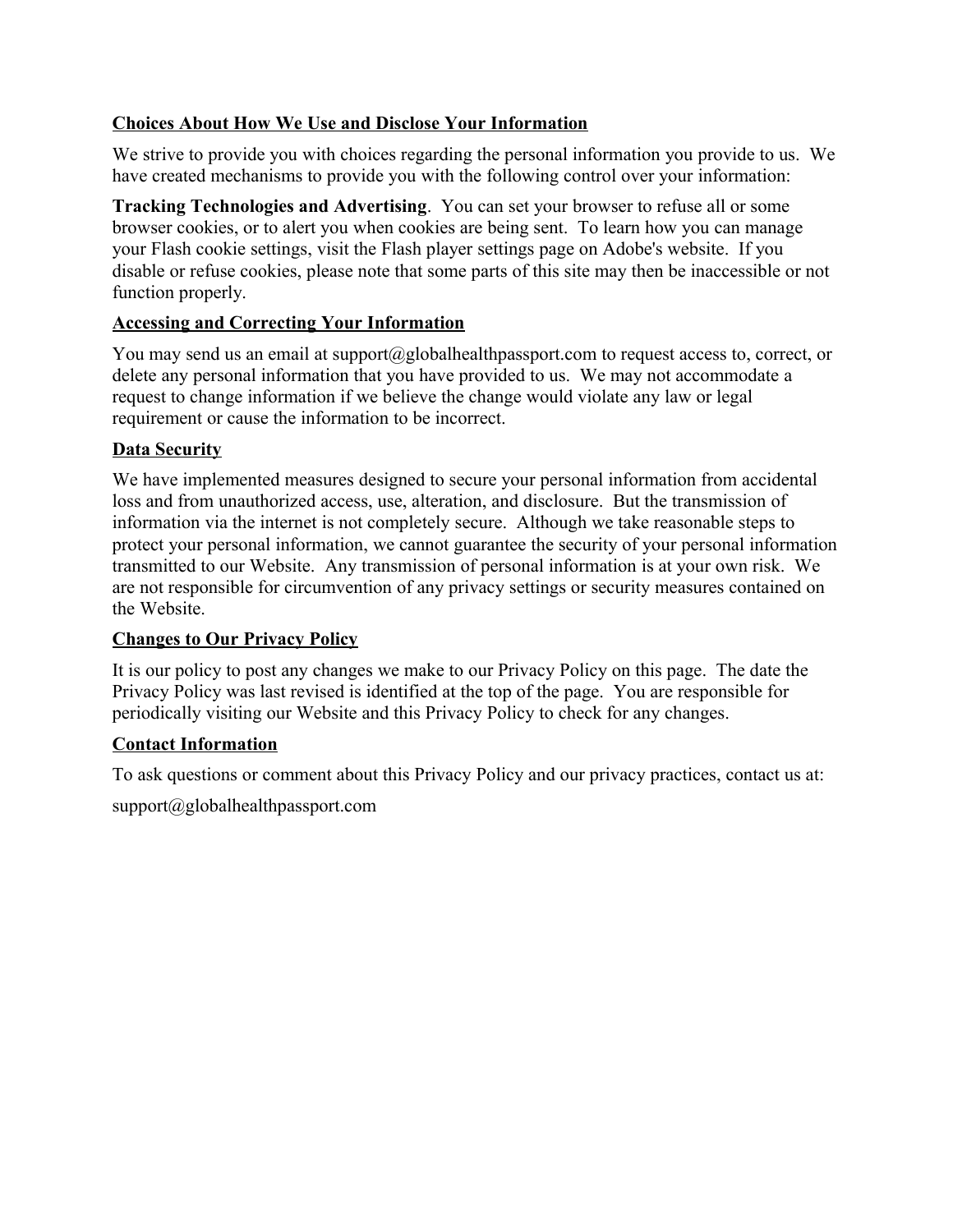## Choices About How We Use and Disclose Your Information

We strive to provide you with choices regarding the personal information you provide to us. We have created mechanisms to provide you with the following control over your information:

**Tracking Technologies and Advertising**. You can set your browser to refuse all or some browser cookies, or to alert you when cookies are being sent. To learn how you can manage your Flash cookie settings, visit the Flash player settings page on Adobe's website. If you disable or refuse cookies, please note that some parts of this site may then be inaccessible or not function properly.

## Accessing and Correcting Your Information

You may send us an email at support@globalhealthpassport.com to request access to, correct, or delete any personal information that you have provided to us. We may not accommodate a request to change information if we believe the change would violate any law or legal requirement or cause the information to be incorrect.

## Data Security

We have implemented measures designed to secure your personal information from accidental loss and from unauthorized access, use, alteration, and disclosure. But the transmission of information via the internet is not completely secure. Although we take reasonable steps to protect your personal information, we cannot guarantee the security of your personal information transmitted to our Website. Any transmission of personal information is at your own risk. We are not responsible for circumvention of any privacy settings or security measures contained on the Website.

## Changes to Our Privacy Policy

It is our policy to post any changes we make to our Privacy Policy on this page. The date the Privacy Policy was last revised is identified at the top of the page. You are responsible for periodically visiting our Website and this Privacy Policy to check for any changes.

## Contact Information

To ask questions or comment about this Privacy Policy and our privacy practices, contact us at:

support@globalhealthpassport.com